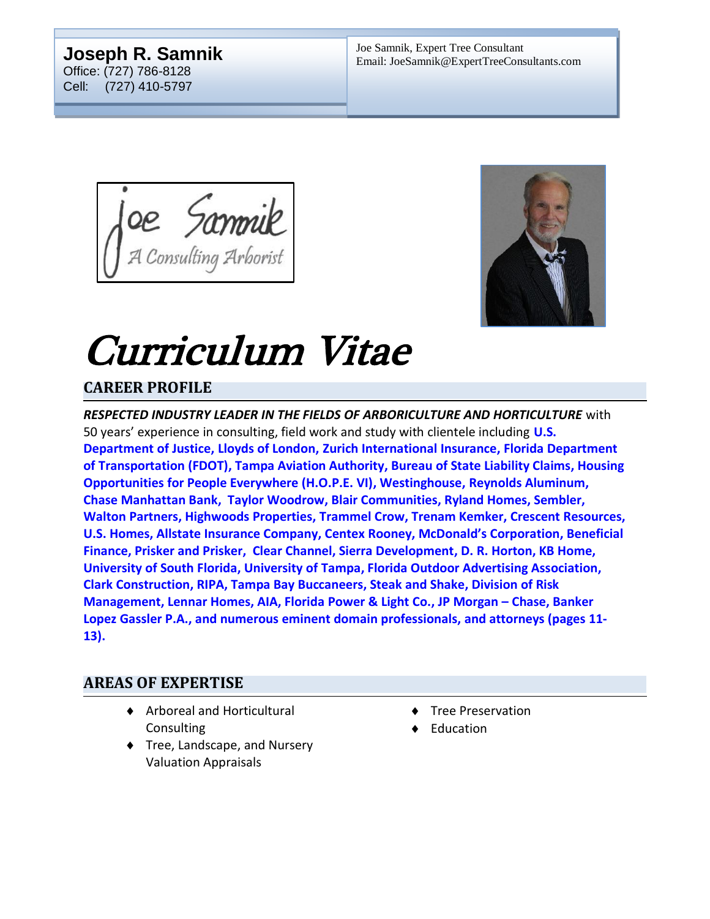**Joseph R. Samnik**
Office: (727) 786-8128
Cell: (727) 410-5797

Joe Samnik, Expert Tree Consultant
Email: JoeSamnik@ExpertTreeConsultants.com

Joe Samnik
A Consulting Arborist

# Curriculum Vitae

## CAREER PROFILE

***RESPECTED INDUSTRY LEADER IN THE FIELDS OF ARBORICULTURE AND HORTICULTURE*** with 50 years' experience in consulting, field work and study with clientele including **U.S. Department of Justice, Lloyds of London, Zurich International Insurance, Florida Department of Transportation (FDOT), Tampa Aviation Authority, Bureau of State Liability Claims, Housing Opportunities for People Everywhere (H.O.P.E. VI), Westinghouse, Reynolds Aluminum, Chase Manhattan Bank, Taylor Woodrow, Blair Communities, Ryland Homes, Sembler, Walton Partners, Highwoods Properties, Trammel Crow, Trenam Kemker, Crescent Resources, U.S. Homes, Allstate Insurance Company, Centex Rooney, McDonald's Corporation, Beneficial Finance, Prisker and Prisker, Clear Channel, Sierra Development, D. R. Horton, KB Home, University of South Florida, University of Tampa, Florida Outdoor Advertising Association, Clark Construction, RIPA, Tampa Bay Buccaneers, Steak and Shake, Division of Risk Management, Lennar Homes, AIA, Florida Power & Light Co., JP Morgan – Chase, Banker Lopez Gassler P.A., and numerous eminent domain professionals, and attorneys (pages 11-13).**

## AREAS OF EXPERTISE

- Arboreal and Horticultural Consulting
- Tree, Landscape, and Nursery Valuation Appraisals
- Tree Preservation
- Education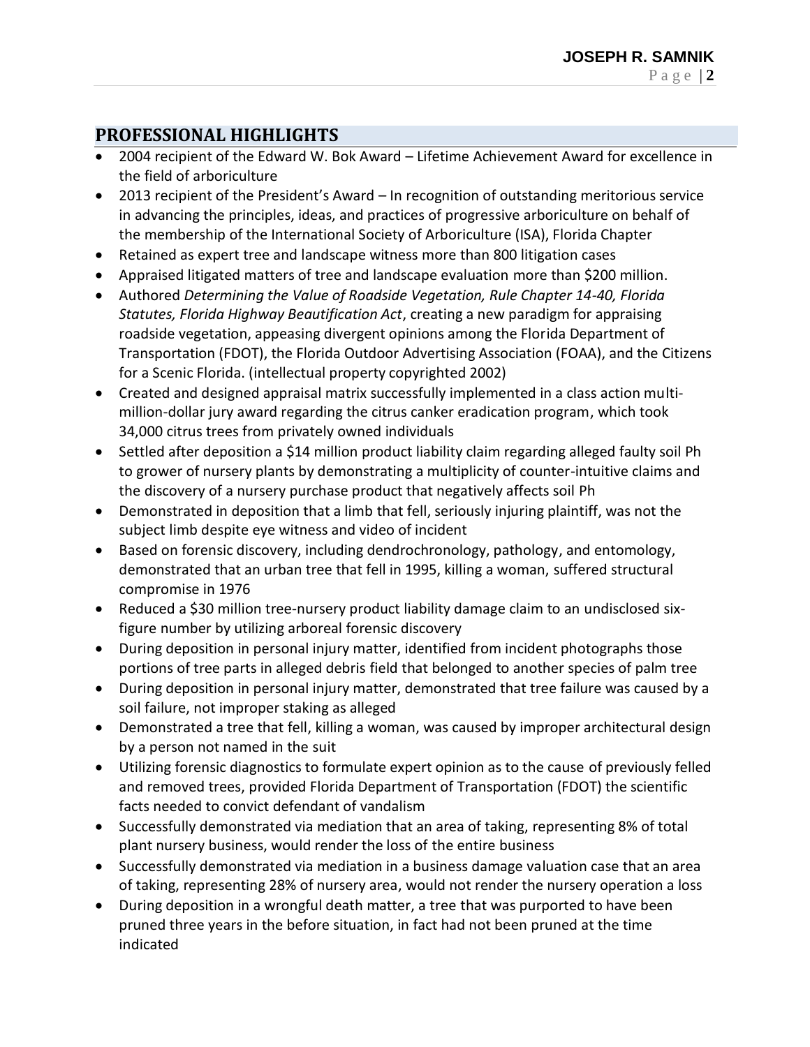## PROFESSIONAL HIGHLIGHTS

- 2004 recipient of the Edward W. Bok Award – Lifetime Achievement Award for excellence in the field of arboriculture
- 2013 recipient of the President's Award – In recognition of outstanding meritorious service in advancing the principles, ideas, and practices of progressive arboriculture on behalf of the membership of the International Society of Arboriculture (ISA), Florida Chapter
- Retained as expert tree and landscape witness more than 800 litigation cases
- Appraised litigated matters of tree and landscape evaluation more than $200 million.
- Authored *Determining the Value of Roadside Vegetation, Rule Chapter 14-40, Florida Statutes, Florida Highway Beautification Act*, creating a new paradigm for appraising roadside vegetation, appeasing divergent opinions among the Florida Department of Transportation (FDOT), the Florida Outdoor Advertising Association (FOAA), and the Citizens for a Scenic Florida. (intellectual property copyrighted 2002)
- Created and designed appraisal matrix successfully implemented in a class action multi-million-dollar jury award regarding the citrus canker eradication program, which took 34,000 citrus trees from privately owned individuals
- Settled after deposition a $14 million product liability claim regarding alleged faulty soil Ph to grower of nursery plants by demonstrating a multiplicity of counter-intuitive claims and the discovery of a nursery purchase product that negatively affects soil Ph
- Demonstrated in deposition that a limb that fell, seriously injuring plaintiff, was not the subject limb despite eye witness and video of incident
- Based on forensic discovery, including dendrochronology, pathology, and entomology, demonstrated that an urban tree that fell in 1995, killing a woman, suffered structural compromise in 1976
- Reduced a $30 million tree-nursery product liability damage claim to an undisclosed six-figure number by utilizing arboreal forensic discovery
- During deposition in personal injury matter, identified from incident photographs those portions of tree parts in alleged debris field that belonged to another species of palm tree
- During deposition in personal injury matter, demonstrated that tree failure was caused by a soil failure, not improper staking as alleged
- Demonstrated a tree that fell, killing a woman, was caused by improper architectural design by a person not named in the suit
- Utilizing forensic diagnostics to formulate expert opinion as to the cause of previously felled and removed trees, provided Florida Department of Transportation (FDOT) the scientific facts needed to convict defendant of vandalism
- Successfully demonstrated via mediation that an area of taking, representing 8% of total plant nursery business, would render the loss of the entire business
- Successfully demonstrated via mediation in a business damage valuation case that an area of taking, representing 28% of nursery area, would not render the nursery operation a loss
- During deposition in a wrongful death matter, a tree that was purported to have been pruned three years in the before situation, in fact had not been pruned at the time indicated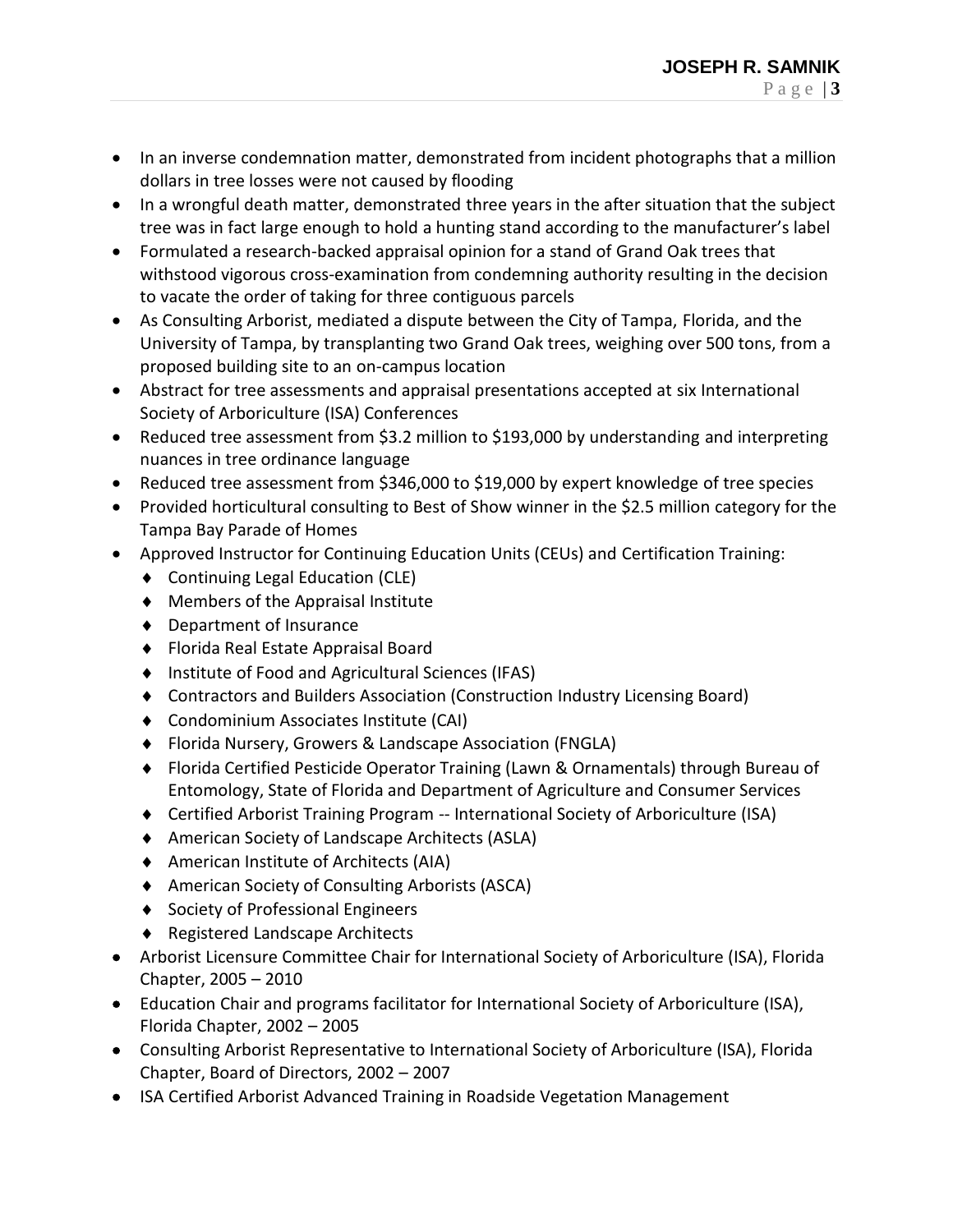- In an inverse condemnation matter, demonstrated from incident photographs that a million dollars in tree losses were not caused by flooding
- In a wrongful death matter, demonstrated three years in the after situation that the subject tree was in fact large enough to hold a hunting stand according to the manufacturer's label
- Formulated a research-backed appraisal opinion for a stand of Grand Oak trees that withstood vigorous cross-examination from condemning authority resulting in the decision to vacate the order of taking for three contiguous parcels
- As Consulting Arborist, mediated a dispute between the City of Tampa, Florida, and the University of Tampa, by transplanting two Grand Oak trees, weighing over 500 tons, from a proposed building site to an on-campus location
- Abstract for tree assessments and appraisal presentations accepted at six International Society of Arboriculture (ISA) Conferences
- Reduced tree assessment from $3.2 million to $193,000 by understanding and interpreting nuances in tree ordinance language
- Reduced tree assessment from $346,000 to $19,000 by expert knowledge of tree species
- Provided horticultural consulting to Best of Show winner in the $2.5 million category for the Tampa Bay Parade of Homes
- Approved Instructor for Continuing Education Units (CEUs) and Certification Training:
  - Continuing Legal Education (CLE)
  - Members of the Appraisal Institute
  - Department of Insurance
  - Florida Real Estate Appraisal Board
  - Institute of Food and Agricultural Sciences (IFAS)
  - Contractors and Builders Association (Construction Industry Licensing Board)
  - Condominium Associates Institute (CAI)
  - Florida Nursery, Growers & Landscape Association (FNGLA)
  - Florida Certified Pesticide Operator Training (Lawn & Ornamentals) through Bureau of Entomology, State of Florida and Department of Agriculture and Consumer Services
  - Certified Arborist Training Program -- International Society of Arboriculture (ISA)
  - American Society of Landscape Architects (ASLA)
  - American Institute of Architects (AIA)
  - American Society of Consulting Arborists (ASCA)
  - Society of Professional Engineers
  - Registered Landscape Architects
- Arborist Licensure Committee Chair for International Society of Arboriculture (ISA), Florida Chapter, 2005 – 2010
- Education Chair and programs facilitator for International Society of Arboriculture (ISA), Florida Chapter, 2002 – 2005
- Consulting Arborist Representative to International Society of Arboriculture (ISA), Florida Chapter, Board of Directors, 2002 – 2007
- ISA Certified Arborist Advanced Training in Roadside Vegetation Management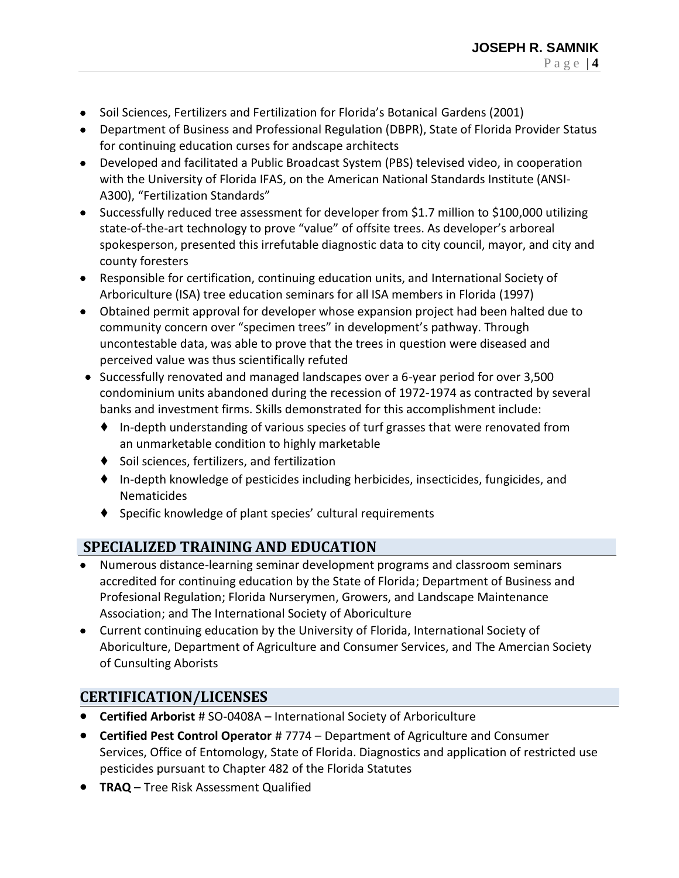- Soil Sciences, Fertilizers and Fertilization for Florida's Botanical Gardens (2001)
- Department of Business and Professional Regulation (DBPR), State of Florida Provider Status for continuing education curses for andscape architects
- Developed and facilitated a Public Broadcast System (PBS) televised video, in cooperation with the University of Florida IFAS, on the American National Standards Institute (ANSI-A300), "Fertilization Standards"
- Successfully reduced tree assessment for developer from $1.7 million to $100,000 utilizing state-of-the-art technology to prove "value" of offsite trees. As developer's arboreal spokesperson, presented this irrefutable diagnostic data to city council, mayor, and city and county foresters
- Responsible for certification, continuing education units, and International Society of Arboriculture (ISA) tree education seminars for all ISA members in Florida (1997)
- Obtained permit approval for developer whose expansion project had been halted due to community concern over "specimen trees" in development's pathway. Through uncontestable data, was able to prove that the trees in question were diseased and perceived value was thus scientifically refuted
- Successfully renovated and managed landscapes over a 6-year period for over 3,500 condominium units abandoned during the recession of 1972-1974 as contracted by several banks and investment firms. Skills demonstrated for this accomplishment include:
  - In-depth understanding of various species of turf grasses that were renovated from an unmarketable condition to highly marketable
  - Soil sciences, fertilizers, and fertilization
  - In-depth knowledge of pesticides including herbicides, insecticides, fungicides, and Nematicides
  - Specific knowledge of plant species' cultural requirements

## SPECIALIZED TRAINING AND EDUCATION

- Numerous distance-learning seminar development programs and classroom seminars accredited for continuing education by the State of Florida; Department of Business and Profesional Regulation; Florida Nurserymen, Growers, and Landscape Maintenance Association; and The International Society of Aboriculture
- Current continuing education by the University of Florida, International Society of Aboriculture, Department of Agriculture and Consumer Services, and The Amercian Society of Cunsulting Aborists

## CERTIFICATION/LICENSES

- **Certified Arborist** # SO-0408A – International Society of Arboriculture
- **Certified Pest Control Operator** # 7774 – Department of Agriculture and Consumer Services, Office of Entomology, State of Florida. Diagnostics and application of restricted use pesticides pursuant to Chapter 482 of the Florida Statutes
- **TRAQ** – Tree Risk Assessment Qualified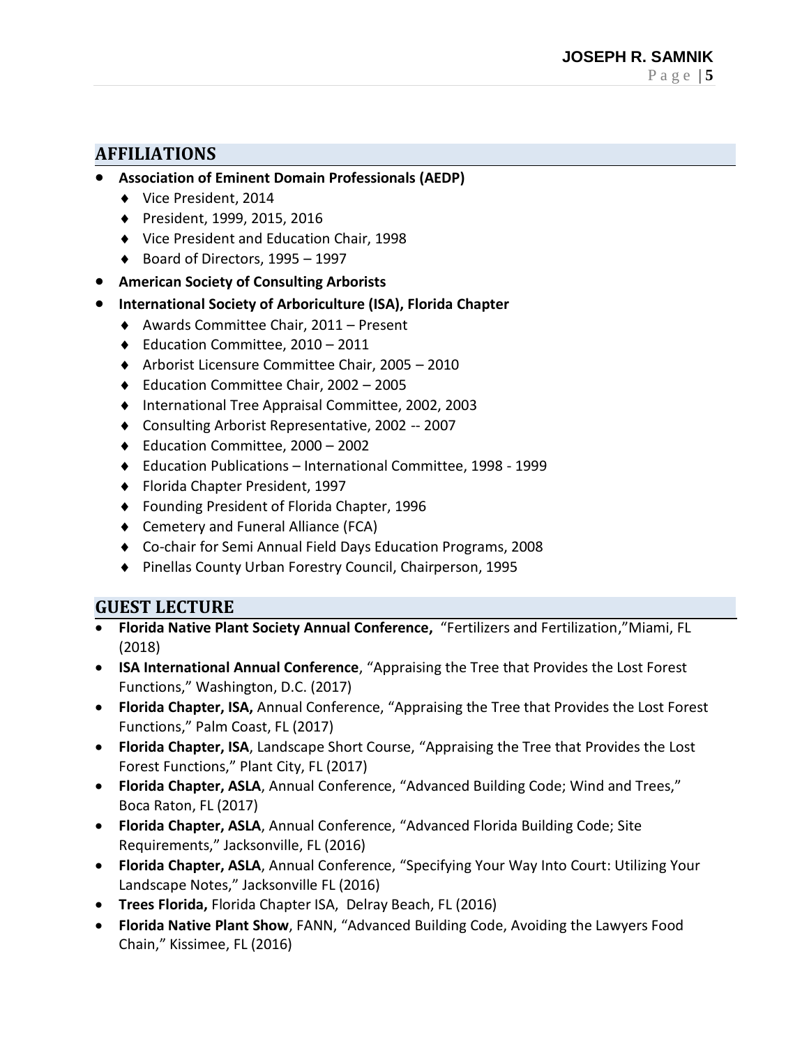## AFFILIATIONS

- **Association of Eminent Domain Professionals (AEDP)**
  - Vice President, 2014
  - President, 1999, 2015, 2016
  - Vice President and Education Chair, 1998
  - Board of Directors, 1995 – 1997
- **American Society of Consulting Arborists**
- **International Society of Arboriculture (ISA), Florida Chapter**
  - Awards Committee Chair, 2011 – Present
  - Education Committee, 2010 – 2011
  - Arborist Licensure Committee Chair, 2005 – 2010
  - Education Committee Chair, 2002 – 2005
  - International Tree Appraisal Committee, 2002, 2003
  - Consulting Arborist Representative, 2002 -- 2007
  - Education Committee, 2000 – 2002
  - Education Publications – International Committee, 1998 - 1999
  - Florida Chapter President, 1997
  - Founding President of Florida Chapter, 1996
  - Cemetery and Funeral Alliance (FCA)
  - Co-chair for Semi Annual Field Days Education Programs, 2008
  - Pinellas County Urban Forestry Council, Chairperson, 1995

## GUEST LECTURE

- **Florida Native Plant Society Annual Conference,** "Fertilizers and Fertilization,"Miami, FL (2018)
- **ISA International Annual Conference**, "Appraising the Tree that Provides the Lost Forest Functions," Washington, D.C. (2017)
- **Florida Chapter, ISA,** Annual Conference, "Appraising the Tree that Provides the Lost Forest Functions," Palm Coast, FL (2017)
- **Florida Chapter, ISA**, Landscape Short Course, "Appraising the Tree that Provides the Lost Forest Functions," Plant City, FL (2017)
- **Florida Chapter, ASLA**, Annual Conference, "Advanced Building Code; Wind and Trees," Boca Raton, FL (2017)
- **Florida Chapter, ASLA**, Annual Conference, "Advanced Florida Building Code; Site Requirements," Jacksonville, FL (2016)
- **Florida Chapter, ASLA**, Annual Conference, "Specifying Your Way Into Court: Utilizing Your Landscape Notes," Jacksonville FL (2016)
- **Trees Florida,** Florida Chapter ISA, Delray Beach, FL (2016)
- **Florida Native Plant Show**, FANN, "Advanced Building Code, Avoiding the Lawyers Food Chain," Kissimee, FL (2016)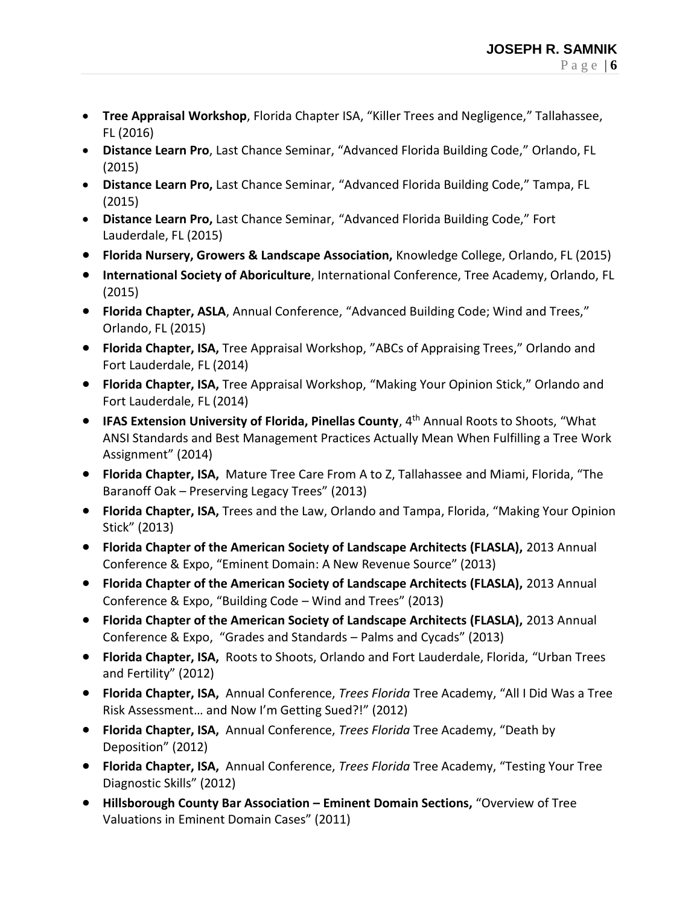- **Tree Appraisal Workshop**, Florida Chapter ISA, “Killer Trees and Negligence,” Tallahassee, FL (2016)
- **Distance Learn Pro**, Last Chance Seminar, “Advanced Florida Building Code,” Orlando, FL (2015)
- **Distance Learn Pro,** Last Chance Seminar, “Advanced Florida Building Code,” Tampa, FL (2015)
- **Distance Learn Pro,** Last Chance Seminar, “Advanced Florida Building Code,” Fort Lauderdale, FL (2015)
- **Florida Nursery, Growers & Landscape Association,** Knowledge College, Orlando, FL (2015)
- **International Society of Aboriculture**, International Conference, Tree Academy, Orlando, FL (2015)
- **Florida Chapter, ASLA**, Annual Conference, “Advanced Building Code; Wind and Trees,” Orlando, FL (2015)
- **Florida Chapter, ISA,** Tree Appraisal Workshop, ”ABCs of Appraising Trees,” Orlando and Fort Lauderdale, FL (2014)
- **Florida Chapter, ISA,** Tree Appraisal Workshop, “Making Your Opinion Stick,” Orlando and Fort Lauderdale, FL (2014)
- **IFAS Extension University of Florida, Pinellas County**, 4th Annual Roots to Shoots, “What ANSI Standards and Best Management Practices Actually Mean When Fulfilling a Tree Work Assignment” (2014)
- **Florida Chapter, ISA,** Mature Tree Care From A to Z, Tallahassee and Miami, Florida, “The Baranoff Oak – Preserving Legacy Trees” (2013)
- **Florida Chapter, ISA,** Trees and the Law, Orlando and Tampa, Florida, “Making Your Opinion Stick” (2013)
- **Florida Chapter of the American Society of Landscape Architects (FLASLA),** 2013 Annual Conference & Expo, “Eminent Domain: A New Revenue Source” (2013)
- **Florida Chapter of the American Society of Landscape Architects (FLASLA),** 2013 Annual Conference & Expo, “Building Code – Wind and Trees” (2013)
- **Florida Chapter of the American Society of Landscape Architects (FLASLA),** 2013 Annual Conference & Expo, “Grades and Standards – Palms and Cycads” (2013)
- **Florida Chapter, ISA,** Roots to Shoots, Orlando and Fort Lauderdale, Florida, “Urban Trees and Fertility” (2012)
- **Florida Chapter, ISA,** Annual Conference, *Trees Florida* Tree Academy, “All I Did Was a Tree Risk Assessment… and Now I’m Getting Sued?!” (2012)
- **Florida Chapter, ISA,** Annual Conference, *Trees Florida* Tree Academy, “Death by Deposition” (2012)
- **Florida Chapter, ISA,** Annual Conference, *Trees Florida* Tree Academy, “Testing Your Tree Diagnostic Skills” (2012)
- **Hillsborough County Bar Association – Eminent Domain Sections,** “Overview of Tree Valuations in Eminent Domain Cases” (2011)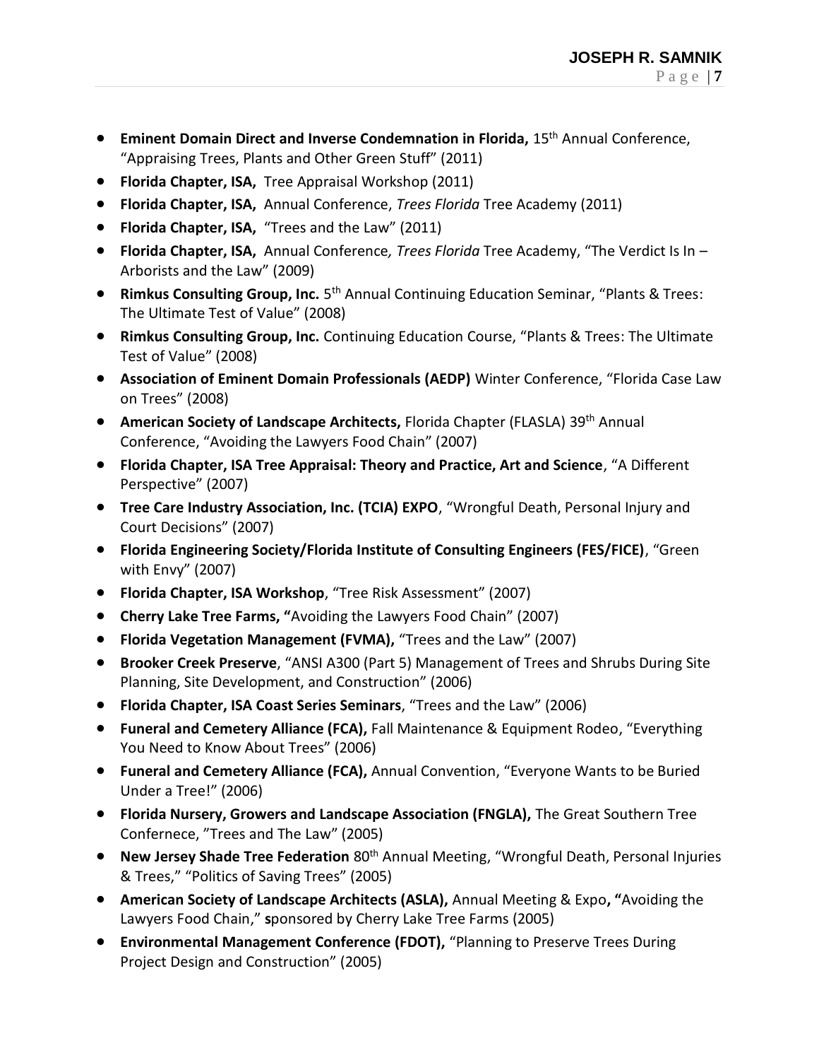- **Eminent Domain Direct and Inverse Condemnation in Florida,** 15th Annual Conference, "Appraising Trees, Plants and Other Green Stuff" (2011)
- **Florida Chapter, ISA,** Tree Appraisal Workshop (2011)
- **Florida Chapter, ISA,** Annual Conference, *Trees Florida* Tree Academy (2011)
- **Florida Chapter, ISA,** "Trees and the Law" (2011)
- **Florida Chapter, ISA,** Annual Conference*, Trees Florida* Tree Academy, "The Verdict Is In – Arborists and the Law" (2009)
- **Rimkus Consulting Group, Inc.** 5th Annual Continuing Education Seminar, "Plants & Trees: The Ultimate Test of Value" (2008)
- **Rimkus Consulting Group, Inc.** Continuing Education Course, "Plants & Trees: The Ultimate Test of Value" (2008)
- **Association of Eminent Domain Professionals (AEDP)** Winter Conference, "Florida Case Law on Trees" (2008)
- **American Society of Landscape Architects,** Florida Chapter (FLASLA) 39th Annual Conference, "Avoiding the Lawyers Food Chain" (2007)
- **Florida Chapter, ISA Tree Appraisal: Theory and Practice, Art and Science**, "A Different Perspective" (2007)
- **Tree Care Industry Association, Inc. (TCIA) EXPO**, "Wrongful Death, Personal Injury and Court Decisions" (2007)
- **Florida Engineering Society/Florida Institute of Consulting Engineers (FES/FICE)**, "Green with Envy" (2007)
- **Florida Chapter, ISA Workshop**, "Tree Risk Assessment" (2007)
- **Cherry Lake Tree Farms, "**Avoiding the Lawyers Food Chain" (2007)
- **Florida Vegetation Management (FVMA),** "Trees and the Law" (2007)
- **Brooker Creek Preserve**, "ANSI A300 (Part 5) Management of Trees and Shrubs During Site Planning, Site Development, and Construction" (2006)
- **Florida Chapter, ISA Coast Series Seminars**, "Trees and the Law" (2006)
- **Funeral and Cemetery Alliance (FCA),** Fall Maintenance & Equipment Rodeo, "Everything You Need to Know About Trees" (2006)
- **Funeral and Cemetery Alliance (FCA),** Annual Convention, "Everyone Wants to be Buried Under a Tree!" (2006)
- **Florida Nursery, Growers and Landscape Association (FNGLA),** The Great Southern Tree Confernece, "Trees and The Law" (2005)
- **New Jersey Shade Tree Federation** 80th Annual Meeting, "Wrongful Death, Personal Injuries & Trees," "Politics of Saving Trees" (2005)
- **American Society of Landscape Architects (ASLA),** Annual Meeting & Expo**, "**Avoiding the Lawyers Food Chain," **s**ponsored by Cherry Lake Tree Farms (2005)
- **Environmental Management Conference (FDOT),** "Planning to Preserve Trees During Project Design and Construction" (2005)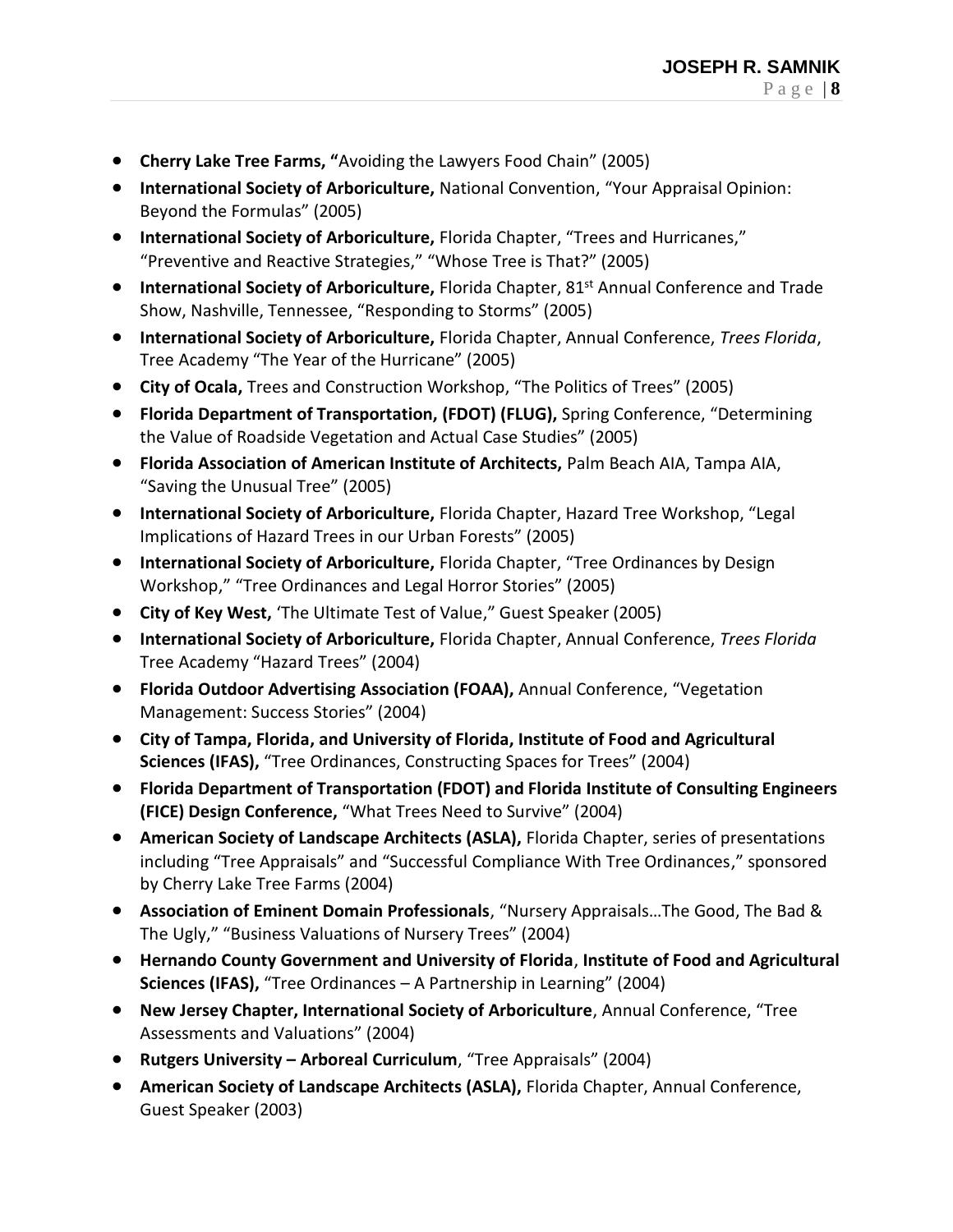- **Cherry Lake Tree Farms, "**Avoiding the Lawyers Food Chain" (2005)
- **International Society of Arboriculture,** National Convention, "Your Appraisal Opinion: Beyond the Formulas" (2005)
- **International Society of Arboriculture,** Florida Chapter, "Trees and Hurricanes," "Preventive and Reactive Strategies," "Whose Tree is That?" (2005)
- **International Society of Arboriculture,** Florida Chapter, 81st Annual Conference and Trade Show, Nashville, Tennessee, "Responding to Storms" (2005)
- **International Society of Arboriculture,** Florida Chapter, Annual Conference, *Trees Florida*, Tree Academy "The Year of the Hurricane" (2005)
- **City of Ocala,** Trees and Construction Workshop, "The Politics of Trees" (2005)
- **Florida Department of Transportation, (FDOT) (FLUG),** Spring Conference, "Determining the Value of Roadside Vegetation and Actual Case Studies" (2005)
- **Florida Association of American Institute of Architects,** Palm Beach AIA, Tampa AIA, "Saving the Unusual Tree" (2005)
- **International Society of Arboriculture,** Florida Chapter, Hazard Tree Workshop, "Legal Implications of Hazard Trees in our Urban Forests" (2005)
- **International Society of Arboriculture,** Florida Chapter, "Tree Ordinances by Design Workshop," "Tree Ordinances and Legal Horror Stories" (2005)
- **City of Key West,** 'The Ultimate Test of Value," Guest Speaker (2005)
- **International Society of Arboriculture,** Florida Chapter, Annual Conference, *Trees Florida* Tree Academy "Hazard Trees" (2004)
- **Florida Outdoor Advertising Association (FOAA),** Annual Conference, "Vegetation Management: Success Stories" (2004)
- **City of Tampa, Florida, and University of Florida, Institute of Food and Agricultural Sciences (IFAS),** "Tree Ordinances, Constructing Spaces for Trees" (2004)
- **Florida Department of Transportation (FDOT) and Florida Institute of Consulting Engineers (FICE) Design Conference,** "What Trees Need to Survive" (2004)
- **American Society of Landscape Architects (ASLA),** Florida Chapter, series of presentations including "Tree Appraisals" and "Successful Compliance With Tree Ordinances," sponsored by Cherry Lake Tree Farms (2004)
- **Association of Eminent Domain Professionals**, "Nursery Appraisals…The Good, The Bad & The Ugly," "Business Valuations of Nursery Trees" (2004)
- **Hernando County Government and University of Florida**, **Institute of Food and Agricultural Sciences (IFAS),** "Tree Ordinances – A Partnership in Learning" (2004)
- **New Jersey Chapter, International Society of Arboriculture**, Annual Conference, "Tree Assessments and Valuations" (2004)
- **Rutgers University – Arboreal Curriculum**, "Tree Appraisals" (2004)
- **American Society of Landscape Architects (ASLA),** Florida Chapter, Annual Conference, Guest Speaker (2003)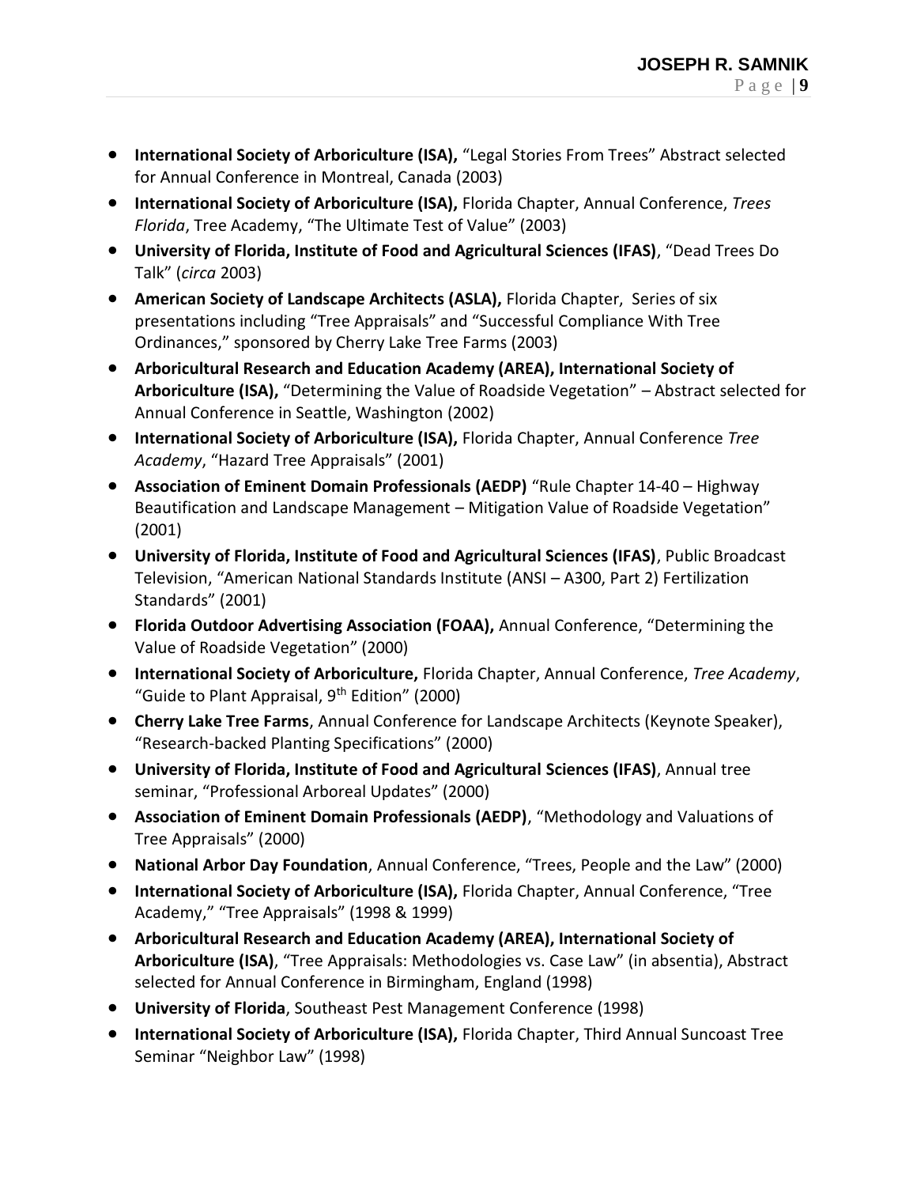- **International Society of Arboriculture (ISA),** "Legal Stories From Trees" Abstract selected for Annual Conference in Montreal, Canada (2003)
- **International Society of Arboriculture (ISA),** Florida Chapter, Annual Conference, *Trees Florida*, Tree Academy, "The Ultimate Test of Value" (2003)
- **University of Florida, Institute of Food and Agricultural Sciences (IFAS)**, "Dead Trees Do Talk" (*circa* 2003)
- **American Society of Landscape Architects (ASLA),** Florida Chapter, Series of six presentations including "Tree Appraisals" and "Successful Compliance With Tree Ordinances," sponsored by Cherry Lake Tree Farms (2003)
- **Arboricultural Research and Education Academy (AREA), International Society of Arboriculture (ISA),** "Determining the Value of Roadside Vegetation" – Abstract selected for Annual Conference in Seattle, Washington (2002)
- **International Society of Arboriculture (ISA),** Florida Chapter, Annual Conference *Tree Academy*, "Hazard Tree Appraisals" (2001)
- **Association of Eminent Domain Professionals (AEDP)** "Rule Chapter 14-40 – Highway Beautification and Landscape Management – Mitigation Value of Roadside Vegetation" (2001)
- **University of Florida, Institute of Food and Agricultural Sciences (IFAS)**, Public Broadcast Television, "American National Standards Institute (ANSI – A300, Part 2) Fertilization Standards" (2001)
- **Florida Outdoor Advertising Association (FOAA),** Annual Conference, "Determining the Value of Roadside Vegetation" (2000)
- **International Society of Arboriculture,** Florida Chapter, Annual Conference, *Tree Academy*, "Guide to Plant Appraisal, 9th Edition" (2000)
- **Cherry Lake Tree Farms**, Annual Conference for Landscape Architects (Keynote Speaker), "Research-backed Planting Specifications" (2000)
- **University of Florida, Institute of Food and Agricultural Sciences (IFAS)**, Annual tree seminar, "Professional Arboreal Updates" (2000)
- **Association of Eminent Domain Professionals (AEDP)**, "Methodology and Valuations of Tree Appraisals" (2000)
- **National Arbor Day Foundation**, Annual Conference, "Trees, People and the Law" (2000)
- **International Society of Arboriculture (ISA),** Florida Chapter, Annual Conference, "Tree Academy," "Tree Appraisals" (1998 & 1999)
- **Arboricultural Research and Education Academy (AREA), International Society of Arboriculture (ISA)**, "Tree Appraisals: Methodologies vs. Case Law" (in absentia), Abstract selected for Annual Conference in Birmingham, England (1998)
- **University of Florida**, Southeast Pest Management Conference (1998)
- **International Society of Arboriculture (ISA),** Florida Chapter, Third Annual Suncoast Tree Seminar "Neighbor Law" (1998)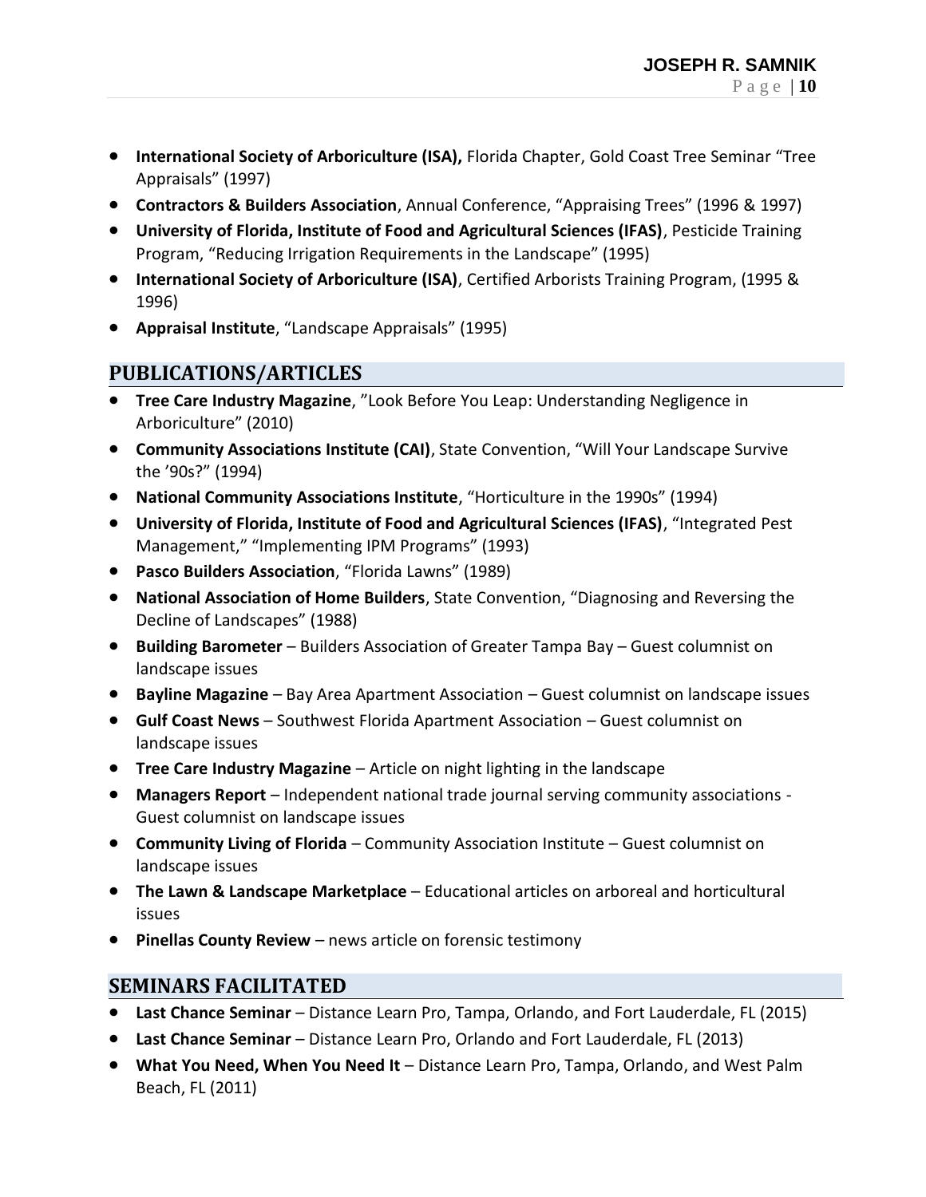- **International Society of Arboriculture (ISA),** Florida Chapter, Gold Coast Tree Seminar "Tree Appraisals" (1997)
- **Contractors & Builders Association**, Annual Conference, "Appraising Trees" (1996 & 1997)
- **University of Florida, Institute of Food and Agricultural Sciences (IFAS)**, Pesticide Training Program, "Reducing Irrigation Requirements in the Landscape" (1995)
- **International Society of Arboriculture (ISA)**, Certified Arborists Training Program, (1995 & 1996)
- **Appraisal Institute**, "Landscape Appraisals" (1995)

## PUBLICATIONS/ARTICLES

- **Tree Care Industry Magazine**, "Look Before You Leap: Understanding Negligence in Arboriculture" (2010)
- **Community Associations Institute (CAI)**, State Convention, "Will Your Landscape Survive the '90s?" (1994)
- **National Community Associations Institute**, "Horticulture in the 1990s" (1994)
- **University of Florida, Institute of Food and Agricultural Sciences (IFAS)**, "Integrated Pest Management," "Implementing IPM Programs" (1993)
- **Pasco Builders Association**, "Florida Lawns" (1989)
- **National Association of Home Builders**, State Convention, "Diagnosing and Reversing the Decline of Landscapes" (1988)
- **Building Barometer** – Builders Association of Greater Tampa Bay – Guest columnist on landscape issues
- **Bayline Magazine** – Bay Area Apartment Association – Guest columnist on landscape issues
- **Gulf Coast News** – Southwest Florida Apartment Association – Guest columnist on landscape issues
- **Tree Care Industry Magazine** – Article on night lighting in the landscape
- **Managers Report** – Independent national trade journal serving community associations - Guest columnist on landscape issues
- **Community Living of Florida** – Community Association Institute – Guest columnist on landscape issues
- **The Lawn & Landscape Marketplace** – Educational articles on arboreal and horticultural issues
- **Pinellas County Review** – news article on forensic testimony

## SEMINARS FACILITATED

- **Last Chance Seminar** – Distance Learn Pro, Tampa, Orlando, and Fort Lauderdale, FL (2015)
- **Last Chance Seminar** – Distance Learn Pro, Orlando and Fort Lauderdale, FL (2013)
- **What You Need, When You Need It** – Distance Learn Pro, Tampa, Orlando, and West Palm Beach, FL (2011)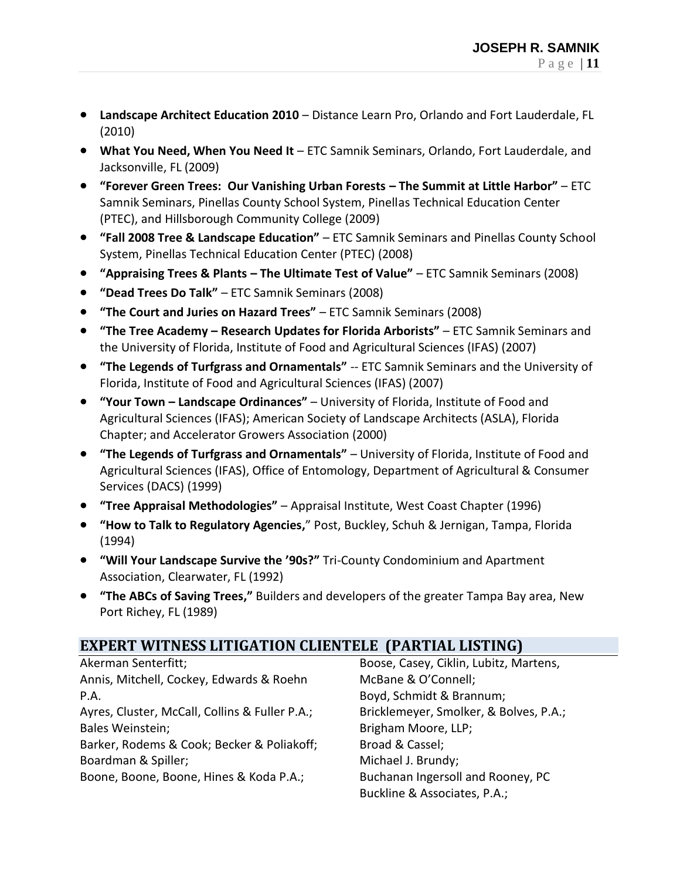- **Landscape Architect Education 2010** – Distance Learn Pro, Orlando and Fort Lauderdale, FL (2010)
- **What You Need, When You Need It** – ETC Samnik Seminars, Orlando, Fort Lauderdale, and Jacksonville, FL (2009)
- **"Forever Green Trees: Our Vanishing Urban Forests – The Summit at Little Harbor"** – ETC Samnik Seminars, Pinellas County School System, Pinellas Technical Education Center (PTEC), and Hillsborough Community College (2009)
- **"Fall 2008 Tree & Landscape Education"** – ETC Samnik Seminars and Pinellas County School System, Pinellas Technical Education Center (PTEC) (2008)
- **"Appraising Trees & Plants – The Ultimate Test of Value"** – ETC Samnik Seminars (2008)
- **"Dead Trees Do Talk"** – ETC Samnik Seminars (2008)
- **"The Court and Juries on Hazard Trees"** – ETC Samnik Seminars (2008)
- **"The Tree Academy – Research Updates for Florida Arborists"** – ETC Samnik Seminars and the University of Florida, Institute of Food and Agricultural Sciences (IFAS) (2007)
- **"The Legends of Turfgrass and Ornamentals"** -- ETC Samnik Seminars and the University of Florida, Institute of Food and Agricultural Sciences (IFAS) (2007)
- **"Your Town – Landscape Ordinances"** – University of Florida, Institute of Food and Agricultural Sciences (IFAS); American Society of Landscape Architects (ASLA), Florida Chapter; and Accelerator Growers Association (2000)
- **"The Legends of Turfgrass and Ornamentals"** – University of Florida, Institute of Food and Agricultural Sciences (IFAS), Office of Entomology, Department of Agricultural & Consumer Services (DACS) (1999)
- **"Tree Appraisal Methodologies"** – Appraisal Institute, West Coast Chapter (1996)
- **"How to Talk to Regulatory Agencies,"** Post, Buckley, Schuh & Jernigan, Tampa, Florida (1994)
- **"Will Your Landscape Survive the '90s?"** Tri-County Condominium and Apartment Association, Clearwater, FL (1992)
- **"The ABCs of Saving Trees,"** Builders and developers of the greater Tampa Bay area, New Port Richey, FL (1989)

## EXPERT WITNESS LITIGATION CLIENTELE (PARTIAL LISTING)

Akerman Senterfitt;
Annis, Mitchell, Cockey, Edwards & Roehn P.A.
Ayres, Cluster, McCall, Collins & Fuller P.A.;
Bales Weinstein;
Barker, Rodems & Cook; Becker & Poliakoff;
Boardman & Spiller;
Boone, Boone, Boone, Hines & Koda P.A.;
Boose, Casey, Ciklin, Lubitz, Martens, McBane & O'Connell;
Boyd, Schmidt & Brannum;
Bricklemeyer, Smolker, & Bolves, P.A.;
Brigham Moore, LLP;
Broad & Cassel;
Michael J. Brundy;
Buchanan Ingersoll and Rooney, PC
Buckline & Associates, P.A.;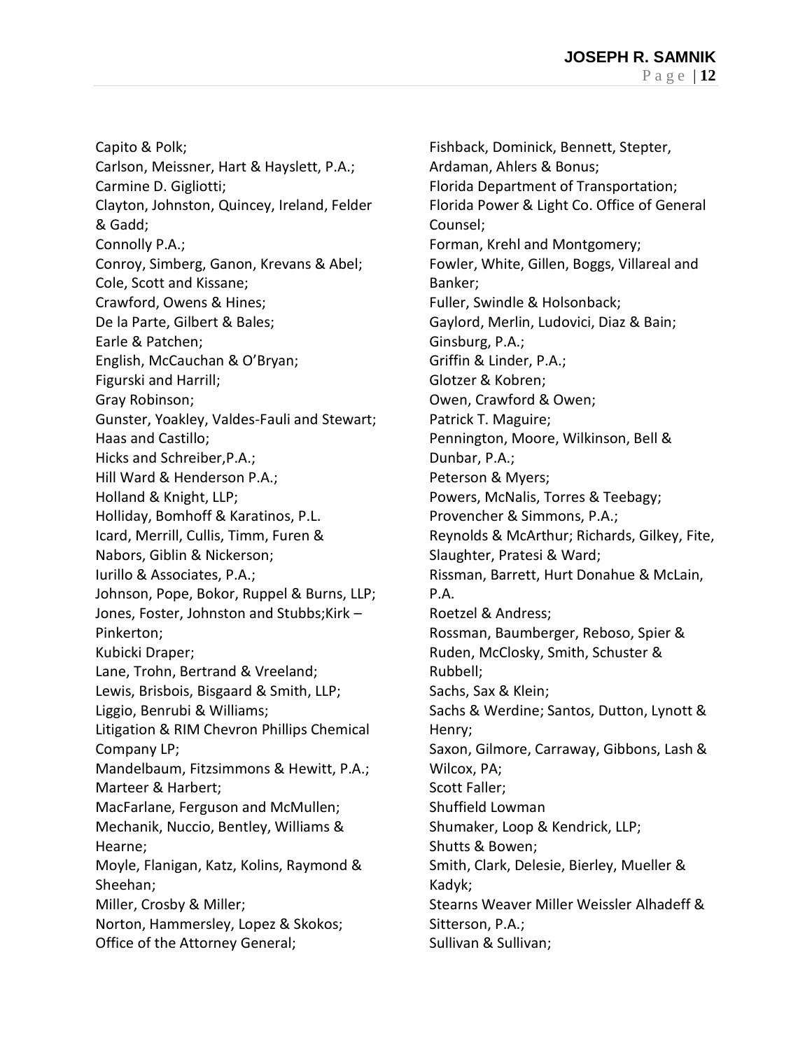Capito & Polk;
Carlson, Meissner, Hart & Hayslett, P.A.;
Carmine D. Gigliotti;
Clayton, Johnston, Quincey, Ireland, Felder & Gadd;
Connolly P.A.;
Conroy, Simberg, Ganon, Krevans & Abel;
Cole, Scott and Kissane;
Crawford, Owens & Hines;
De la Parte, Gilbert & Bales;
Earle & Patchen;
English, McCauchan & O'Bryan;
Figurski and Harrill;
Gray Robinson;
Gunster, Yoakley, Valdes-Fauli and Stewart;
Haas and Castillo;
Hicks and Schreiber,P.A.;
Hill Ward & Henderson P.A.;
Holland & Knight, LLP;
Holliday, Bomhoff & Karatinos, P.L.
Icard, Merrill, Cullis, Timm, Furen & Nabors, Giblin & Nickerson;
Iurillo & Associates, P.A.;
Johnson, Pope, Bokor, Ruppel & Burns, LLP;
Jones, Foster, Johnston and Stubbs;Kirk – Pinkerton;
Kubicki Draper;
Lane, Trohn, Bertrand & Vreeland;
Lewis, Brisbois, Bisgaard & Smith, LLP;
Liggio, Benrubi & Williams;
Litigation & RIM Chevron Phillips Chemical Company LP;
Mandelbaum, Fitzsimmons & Hewitt, P.A.;
Marteer & Harbert;
MacFarlane, Ferguson and McMullen;
Mechanik, Nuccio, Bentley, Williams & Hearne;
Moyle, Flanigan, Katz, Kolins, Raymond & Sheehan;
Miller, Crosby & Miller;
Norton, Hammersley, Lopez & Skokos;
Office of the Attorney General;
Fishback, Dominick, Bennett, Stepter, Ardaman, Ahlers & Bonus;
Florida Department of Transportation;
Florida Power & Light Co. Office of General Counsel;
Forman, Krehl and Montgomery;
Fowler, White, Gillen, Boggs, Villareal and Banker;
Fuller, Swindle & Holsonback;
Gaylord, Merlin, Ludovici, Diaz & Bain;
Ginsburg, P.A.;
Griffin & Linder, P.A.;
Glotzer & Kobren;
Owen, Crawford & Owen;
Patrick T. Maguire;
Pennington, Moore, Wilkinson, Bell & Dunbar, P.A.;
Peterson & Myers;
Powers, McNalis, Torres & Teebagy;
Provencher & Simmons, P.A.;
Reynolds & McArthur; Richards, Gilkey, Fite, Slaughter, Pratesi & Ward;
Rissman, Barrett, Hurt Donahue & McLain, P.A.
Roetzel & Andress;
Rossman, Baumberger, Reboso, Spier & Ruden, McClosky, Smith, Schuster & Rubbell;
Sachs, Sax & Klein;
Sachs & Werdine; Santos, Dutton, Lynott & Henry;
Saxon, Gilmore, Carraway, Gibbons, Lash & Wilcox, PA;
Scott Faller;
Shuffield Lowman
Shumaker, Loop & Kendrick, LLP;
Shutts & Bowen;
Smith, Clark, Delesie, Bierley, Mueller & Kadyk;
Stearns Weaver Miller Weissler Alhadeff & Sitterson, P.A.;
Sullivan & Sullivan;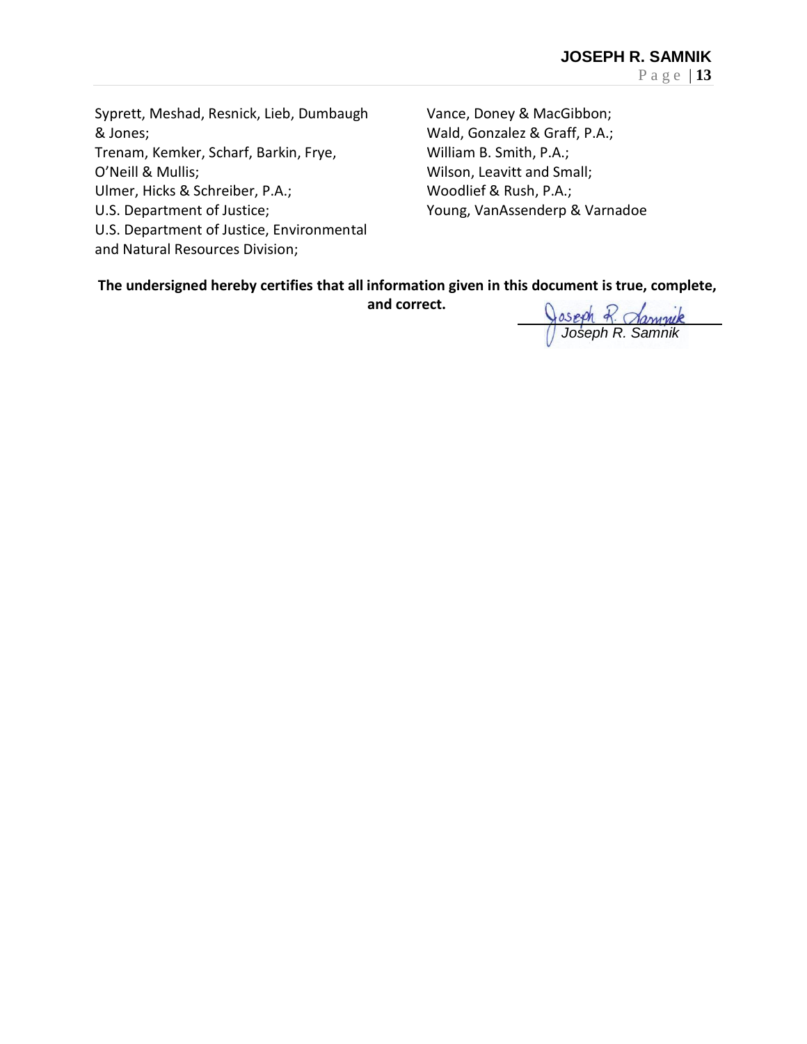Syprett, Meshad, Resnick, Lieb, Dumbaugh & Jones;
Trenam, Kemker, Scharf, Barkin, Frye, O'Neill & Mullis;
Ulmer, Hicks & Schreiber, P.A.;
U.S. Department of Justice;
U.S. Department of Justice, Environmental and Natural Resources Division;
Vance, Doney & MacGibbon;
Wald, Gonzalez & Graff, P.A.;
William B. Smith, P.A.;
Wilson, Leavitt and Small;
Woodlief & Rush, P.A.;
Young, VanAssenderp & Varnadoe

**The undersigned hereby certifies that all information given in this document is true, complete, and correct.**

*Joseph R. Samnik*